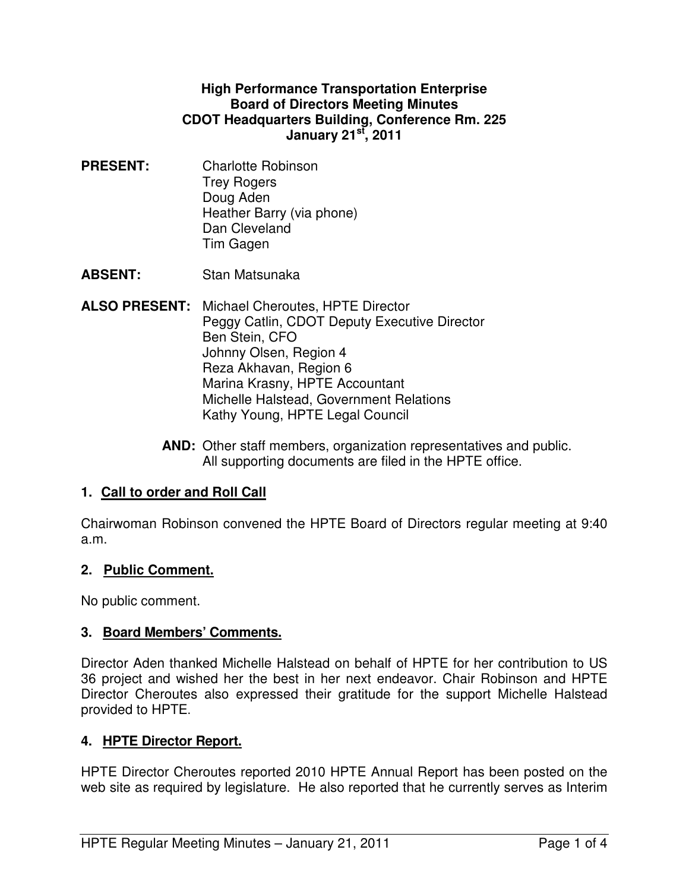**High Performance Transportation Enterprise**
**Board of Directors Meeting Minutes**
**CDOT Headquarters Building, Conference Rm. 225**
**January 21st, 2011**

**PRESENT:** Charlotte Robinson
Trey Rogers
Doug Aden
Heather Barry (via phone)
Dan Cleveland
Tim Gagen

**ABSENT:** Stan Matsunaka

**ALSO PRESENT:** Michael Cheroutes, HPTE Director
Peggy Catlin, CDOT Deputy Executive Director
Ben Stein, CFO
Johnny Olsen, Region 4
Reza Akhavan, Region 6
Marina Krasny, HPTE Accountant
Michelle Halstead, Government Relations
Kathy Young, HPTE Legal Council

**AND:** Other staff members, organization representatives and public. All supporting documents are filed in the HPTE office.

## 1. Call to order and Roll Call

Chairwoman Robinson convened the HPTE Board of Directors regular meeting at 9:40 a.m.

## 2. Public Comment.

No public comment.

## 3. Board Members' Comments.

Director Aden thanked Michelle Halstead on behalf of HPTE for her contribution to US 36 project and wished her the best in her next endeavor. Chair Robinson and HPTE Director Cheroutes also expressed their gratitude for the support Michelle Halstead provided to HPTE.

## 4. HPTE Director Report.

HPTE Director Cheroutes reported 2010 HPTE Annual Report has been posted on the web site as required by legislature. He also reported that he currently serves as Interim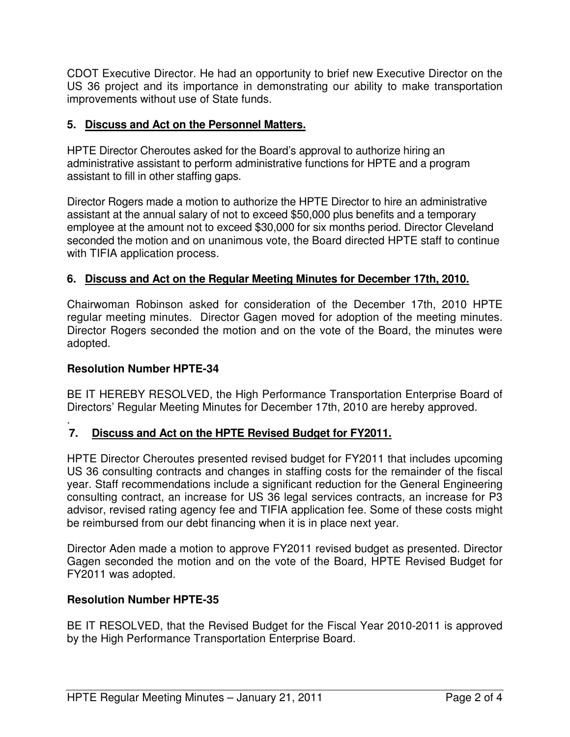CDOT Executive Director. He had an opportunity to brief new Executive Director on the US 36 project and its importance in demonstrating our ability to make transportation improvements without use of State funds.

**5. Discuss and Act on the Personnel Matters.**

HPTE Director Cheroutes asked for the Board's approval to authorize hiring an administrative assistant to perform administrative functions for HPTE and a program assistant to fill in other staffing gaps.

Director Rogers made a motion to authorize the HPTE Director to hire an administrative assistant at the annual salary of not to exceed $50,000 plus benefits and a temporary employee at the amount not to exceed $30,000 for six months period. Director Cleveland seconded the motion and on unanimous vote, the Board directed HPTE staff to continue with TIFIA application process.

**6. Discuss and Act on the Regular Meeting Minutes for December 17th, 2010.**

Chairwoman Robinson asked for consideration of the December 17th, 2010 HPTE regular meeting minutes. Director Gagen moved for adoption of the meeting minutes. Director Rogers seconded the motion and on the vote of the Board, the minutes were adopted.

**Resolution Number HPTE-34**

BE IT HEREBY RESOLVED, the High Performance Transportation Enterprise Board of Directors' Regular Meeting Minutes for December 17th, 2010 are hereby approved.

.

**7. Discuss and Act on the HPTE Revised Budget for FY2011.**

HPTE Director Cheroutes presented revised budget for FY2011 that includes upcoming US 36 consulting contracts and changes in staffing costs for the remainder of the fiscal year. Staff recommendations include a significant reduction for the General Engineering consulting contract, an increase for US 36 legal services contracts, an increase for P3 advisor, revised rating agency fee and TIFIA application fee. Some of these costs might be reimbursed from our debt financing when it is in place next year.

Director Aden made a motion to approve FY2011 revised budget as presented. Director Gagen seconded the motion and on the vote of the Board, HPTE Revised Budget for FY2011 was adopted.

**Resolution Number HPTE-35**

BE IT RESOLVED, that the Revised Budget for the Fiscal Year 2010-2011 is approved by the High Performance Transportation Enterprise Board.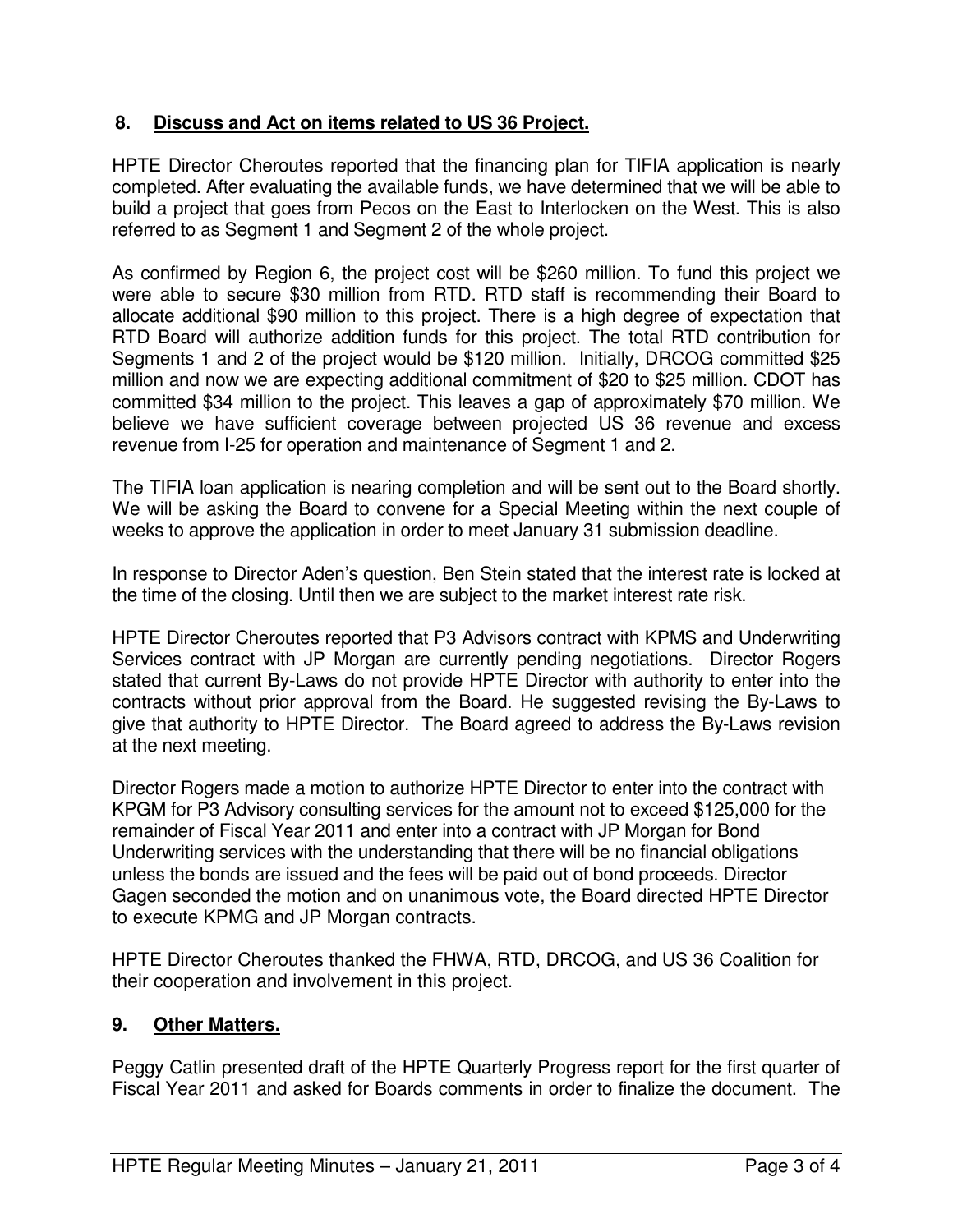## 8. Discuss and Act on items related to US 36 Project.

HPTE Director Cheroutes reported that the financing plan for TIFIA application is nearly completed. After evaluating the available funds, we have determined that we will be able to build a project that goes from Pecos on the East to Interlocken on the West. This is also referred to as Segment 1 and Segment 2 of the whole project.

As confirmed by Region 6, the project cost will be $260 million. To fund this project we were able to secure $30 million from RTD. RTD staff is recommending their Board to allocate additional $90 million to this project. There is a high degree of expectation that RTD Board will authorize addition funds for this project. The total RTD contribution for Segments 1 and 2 of the project would be $120 million. Initially, DRCOG committed $25 million and now we are expecting additional commitment of $20 to $25 million. CDOT has committed $34 million to the project. This leaves a gap of approximately $70 million. We believe we have sufficient coverage between projected US 36 revenue and excess revenue from I-25 for operation and maintenance of Segment 1 and 2.

The TIFIA loan application is nearing completion and will be sent out to the Board shortly. We will be asking the Board to convene for a Special Meeting within the next couple of weeks to approve the application in order to meet January 31 submission deadline.

In response to Director Aden's question, Ben Stein stated that the interest rate is locked at the time of the closing. Until then we are subject to the market interest rate risk.

HPTE Director Cheroutes reported that P3 Advisors contract with KPMS and Underwriting Services contract with JP Morgan are currently pending negotiations. Director Rogers stated that current By-Laws do not provide HPTE Director with authority to enter into the contracts without prior approval from the Board. He suggested revising the By-Laws to give that authority to HPTE Director. The Board agreed to address the By-Laws revision at the next meeting.

Director Rogers made a motion to authorize HPTE Director to enter into the contract with KPGM for P3 Advisory consulting services for the amount not to exceed $125,000 for the remainder of Fiscal Year 2011 and enter into a contract with JP Morgan for Bond Underwriting services with the understanding that there will be no financial obligations unless the bonds are issued and the fees will be paid out of bond proceeds. Director Gagen seconded the motion and on unanimous vote, the Board directed HPTE Director to execute KPMG and JP Morgan contracts.

HPTE Director Cheroutes thanked the FHWA, RTD, DRCOG, and US 36 Coalition for their cooperation and involvement in this project.

## 9. Other Matters.

Peggy Catlin presented draft of the HPTE Quarterly Progress report for the first quarter of Fiscal Year 2011 and asked for Boards comments in order to finalize the document. The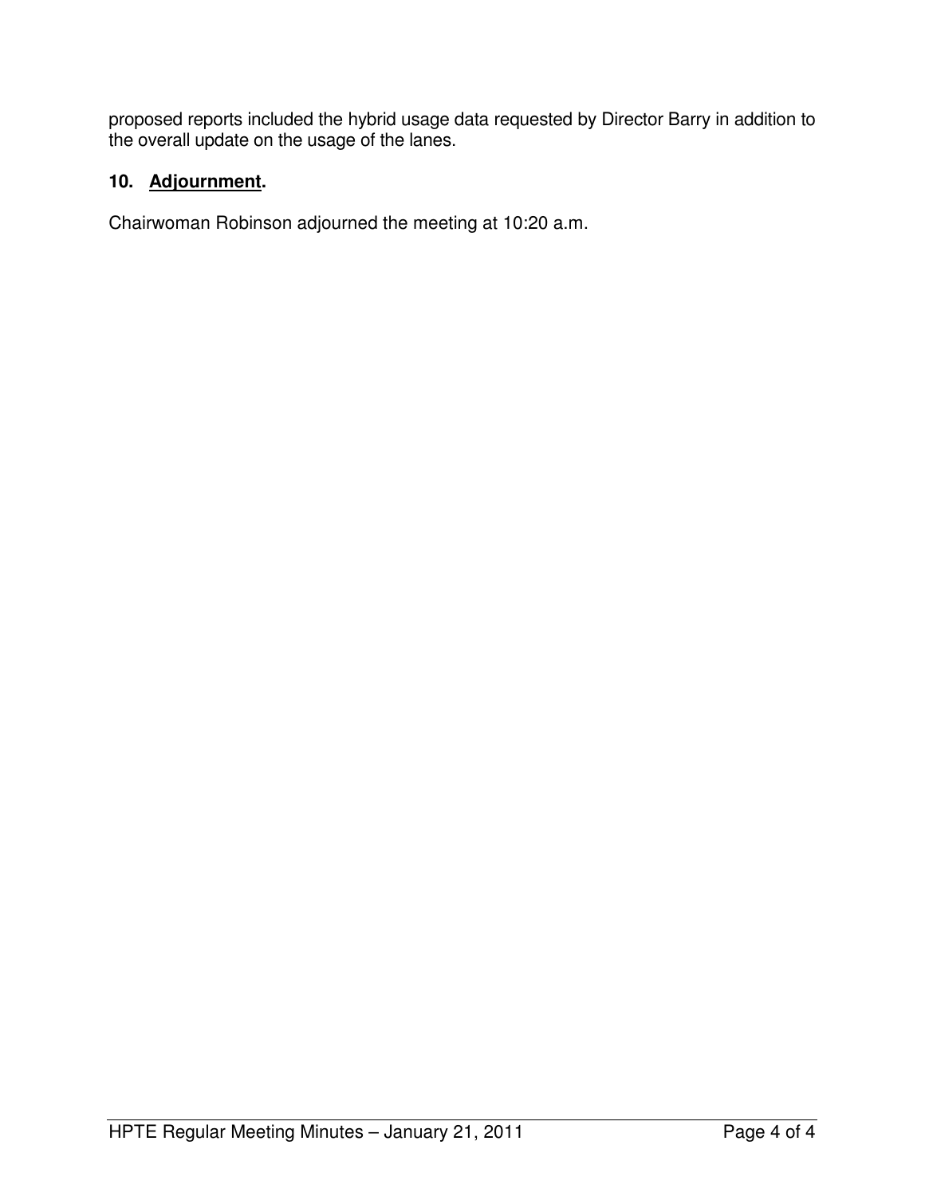proposed reports included the hybrid usage data requested by Director Barry in addition to the overall update on the usage of the lanes.

**10. Adjournment.**

Chairwoman Robinson adjourned the meeting at 10:20 a.m.